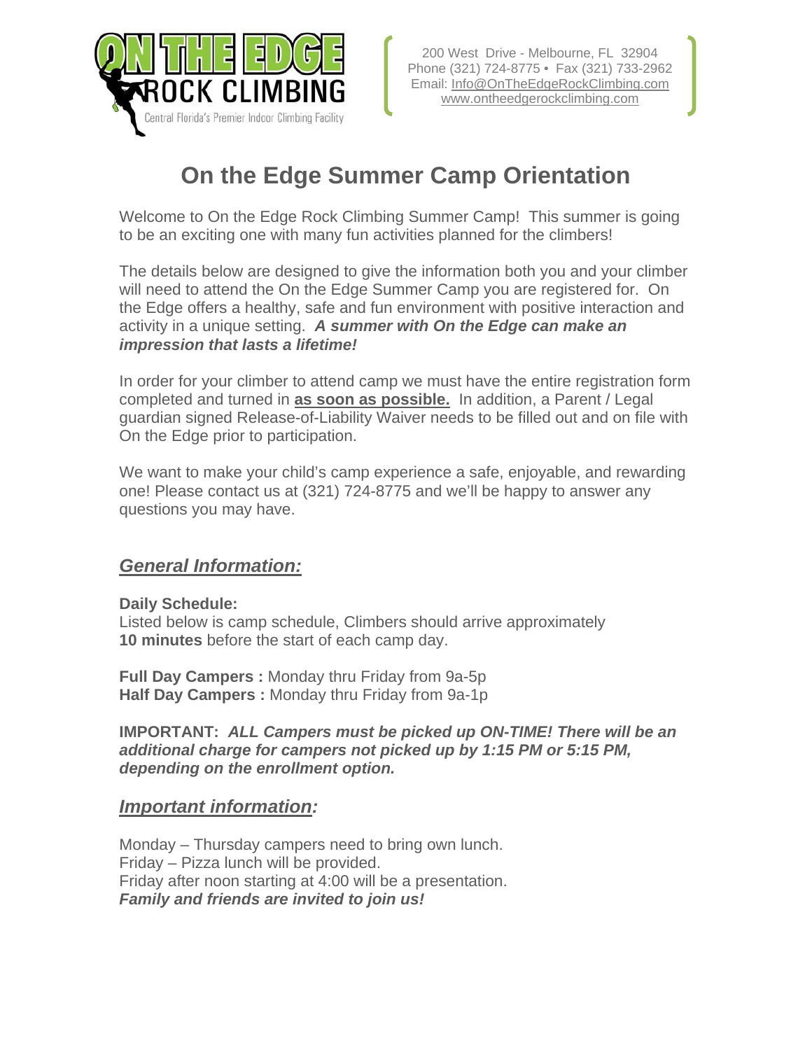**ON THE EDGE ROCK CLIMBING**
Central Florida's Premier Indoor Climbing Facility

200 West Drive - Melbourne, FL 32904
Phone (321) 724-8775 • Fax (321) 733-2962
Email: Info@OnTheEdgeRockClimbing.com
www.ontheedgerockclimbing.com

# On the Edge Summer Camp Orientation

Welcome to On the Edge Rock Climbing Summer Camp! This summer is going to be an exciting one with many fun activities planned for the climbers!

The details below are designed to give the information both you and your climber will need to attend the On the Edge Summer Camp you are registered for. On the Edge offers a healthy, safe and fun environment with positive interaction and activity in a unique setting. ***A summer with On the Edge can make an impression that lasts a lifetime!***

In order for your climber to attend camp we must have the entire registration form completed and turned in **as soon as possible.** In addition, a Parent / Legal guardian signed Release-of-Liability Waiver needs to be filled out and on file with On the Edge prior to participation.

We want to make your child's camp experience a safe, enjoyable, and rewarding one! Please contact us at (321) 724-8775 and we'll be happy to answer any questions you may have.

## *General Information:*

**Daily Schedule:**
Listed below is camp schedule, Climbers should arrive approximately **10 minutes** before the start of each camp day.

**Full Day Campers :** Monday thru Friday from 9a-5p
**Half Day Campers :** Monday thru Friday from 9a-1p

**IMPORTANT:** ***ALL Campers must be picked up ON-TIME! There will be an additional charge for campers not picked up by 1:15 PM or 5:15 PM, depending on the enrollment option.***

## *Important information:*

Monday – Thursday campers need to bring own lunch.
Friday – Pizza lunch will be provided.
Friday after noon starting at 4:00 will be a presentation.
***Family and friends are invited to join us!***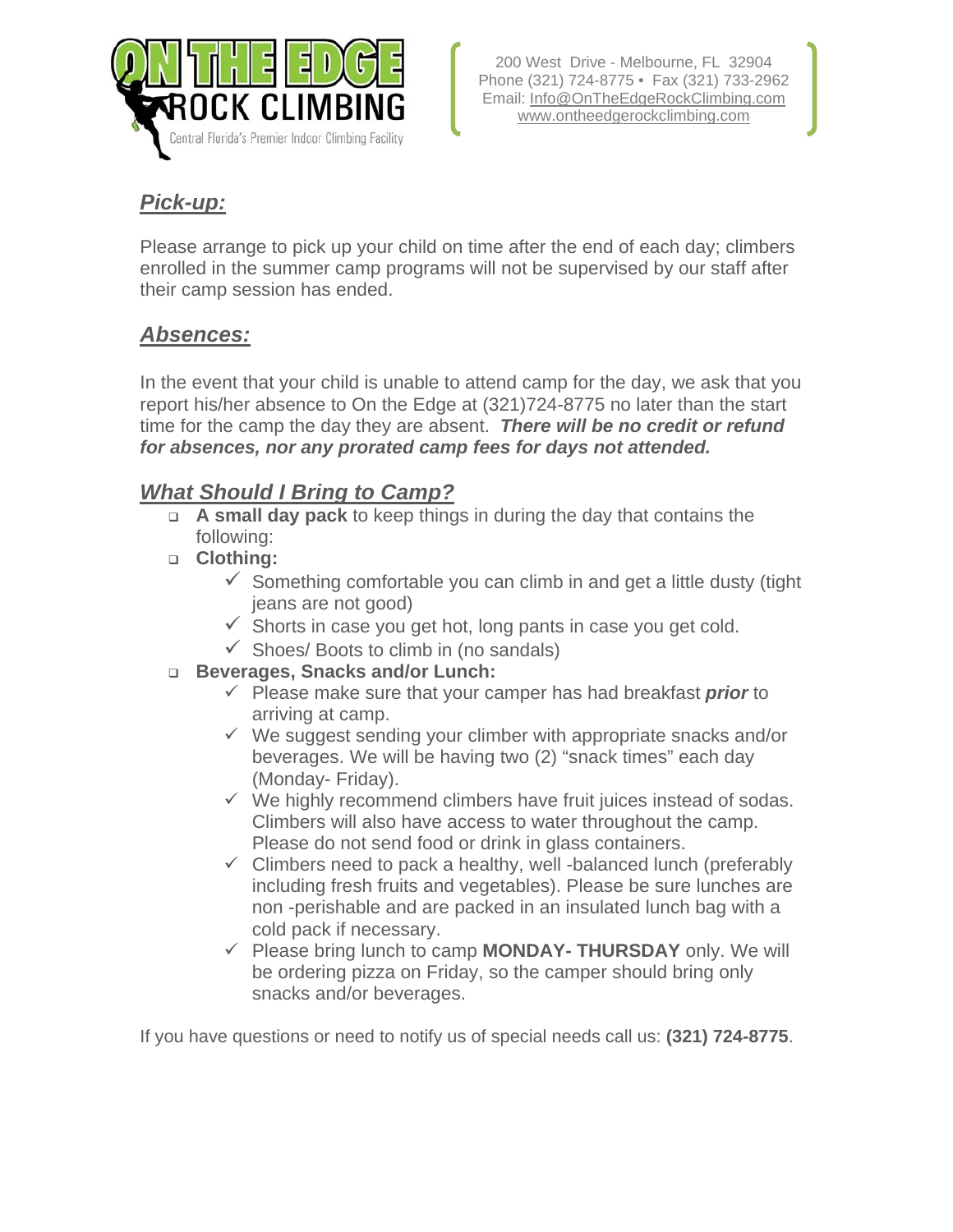ON THE EDGE ROCK CLIMBING
Central Florida's Premier Indoor Climbing Facility

200 West Drive - Melbourne, FL 32904
Phone (321) 724-8775 • Fax (321) 733-2962
Email: Info@OnTheEdgeRockClimbing.com
www.ontheedgerockclimbing.com

## ***Pick-up:***

Please arrange to pick up your child on time after the end of each day; climbers enrolled in the summer camp programs will not be supervised by our staff after their camp session has ended.

## ***Absences:***

In the event that your child is unable to attend camp for the day, we ask that you report his/her absence to On the Edge at (321)724-8775 no later than the start time for the camp the day they are absent. ***There will be no credit or refund for absences, nor any prorated camp fees for days not attended.***

## ***What Should I Bring to Camp?***

- **A small day pack** to keep things in during the day that contains the following:
- **Clothing:**
  - ✓ Something comfortable you can climb in and get a little dusty (tight jeans are not good)
  - ✓ Shorts in case you get hot, long pants in case you get cold.
  - ✓ Shoes/ Boots to climb in (no sandals)
- **Beverages, Snacks and/or Lunch:**
  - ✓ Please make sure that your camper has had breakfast ***prior*** to arriving at camp.
  - ✓ We suggest sending your climber with appropriate snacks and/or beverages. We will be having two (2) "snack times" each day (Monday- Friday).
  - ✓ We highly recommend climbers have fruit juices instead of sodas. Climbers will also have access to water throughout the camp. Please do not send food or drink in glass containers.
  - ✓ Climbers need to pack a healthy, well -balanced lunch (preferably including fresh fruits and vegetables). Please be sure lunches are non -perishable and are packed in an insulated lunch bag with a cold pack if necessary.
  - ✓ Please bring lunch to camp **MONDAY- THURSDAY** only. We will be ordering pizza on Friday, so the camper should bring only snacks and/or beverages.

If you have questions or need to notify us of special needs call us: **(321) 724-8775**.